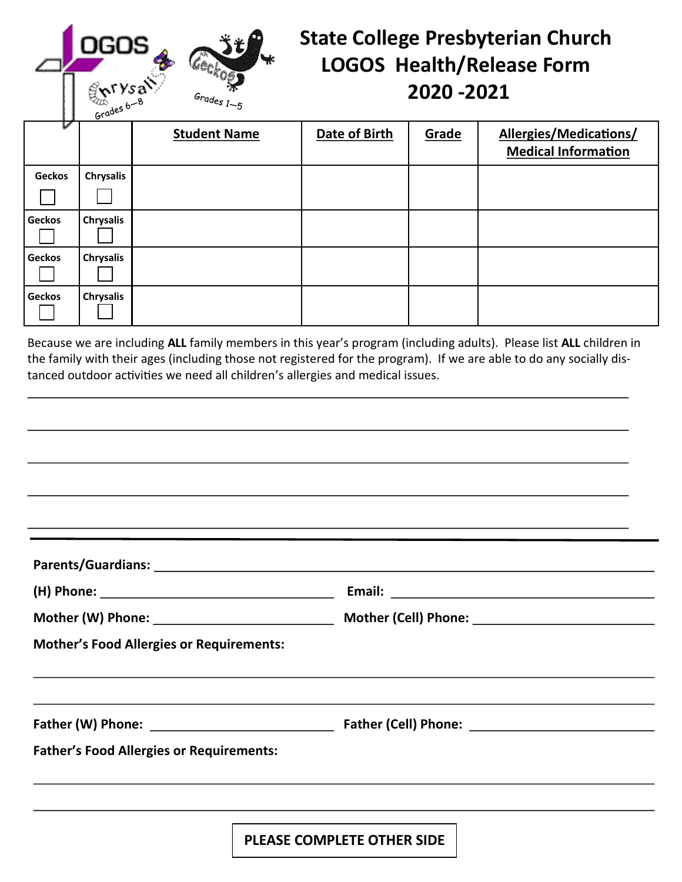# State College Presbyterian Church
# LOGOS Health/Release Form
# 2020 -2021

| | | Student Name | Date of Birth | Grade | Allergies/Medications/ Medical Information |
|---|---|---|---|---|---|
| Geckos ☐ | Chrysalis ☐ | | | | |
| Geckos ☐ | Chrysalis ☐ | | | | |
| Geckos ☐ | Chrysalis ☐ | | | | |
| Geckos ☐ | Chrysalis ☐ | | | | |

Because we are including **ALL** family members in this year's program (including adults). Please list **ALL** children in the family with their ages (including those not registered for the program). If we are able to do any socially distanced outdoor activities we need all children's allergies and medical issues.

\_\_\_\_\_\_\_\_\_\_\_\_\_\_\_\_\_\_\_\_\_\_\_\_\_\_\_\_\_\_\_\_\_\_\_\_\_\_\_\_\_\_\_\_\_\_\_\_\_\_\_\_\_\_\_\_\_\_\_\_

\_\_\_\_\_\_\_\_\_\_\_\_\_\_\_\_\_\_\_\_\_\_\_\_\_\_\_\_\_\_\_\_\_\_\_\_\_\_\_\_\_\_\_\_\_\_\_\_\_\_\_\_\_\_\_\_\_\_\_\_

\_\_\_\_\_\_\_\_\_\_\_\_\_\_\_\_\_\_\_\_\_\_\_\_\_\_\_\_\_\_\_\_\_\_\_\_\_\_\_\_\_\_\_\_\_\_\_\_\_\_\_\_\_\_\_\_\_\_\_\_

\_\_\_\_\_\_\_\_\_\_\_\_\_\_\_\_\_\_\_\_\_\_\_\_\_\_\_\_\_\_\_\_\_\_\_\_\_\_\_\_\_\_\_\_\_\_\_\_\_\_\_\_\_\_\_\_\_\_\_\_

\_\_\_\_\_\_\_\_\_\_\_\_\_\_\_\_\_\_\_\_\_\_\_\_\_\_\_\_\_\_\_\_\_\_\_\_\_\_\_\_\_\_\_\_\_\_\_\_\_\_\_\_\_\_\_\_\_\_\_\_

---

**Parents/Guardians:** \_\_\_\_\_\_\_\_\_\_\_\_\_\_\_\_\_\_\_\_\_\_\_\_\_\_\_\_\_\_\_\_\_\_\_\_\_\_\_\_\_\_\_\_

**(H) Phone:** \_\_\_\_\_\_\_\_\_\_\_\_\_\_\_\_\_\_\_\_\_\_ **Email:** \_\_\_\_\_\_\_\_\_\_\_\_\_\_\_\_\_\_\_\_\_\_\_\_

**Mother (W) Phone:** \_\_\_\_\_\_\_\_\_\_\_\_\_\_\_\_\_\_ **Mother (Cell) Phone:** \_\_\_\_\_\_\_\_\_\_\_\_\_\_\_\_\_\_

**Mother's Food Allergies or Requirements:**

\_\_\_\_\_\_\_\_\_\_\_\_\_\_\_\_\_\_\_\_\_\_\_\_\_\_\_\_\_\_\_\_\_\_\_\_\_\_\_\_\_\_\_\_\_\_\_\_\_\_\_\_\_\_\_\_\_\_\_\_

\_\_\_\_\_\_\_\_\_\_\_\_\_\_\_\_\_\_\_\_\_\_\_\_\_\_\_\_\_\_\_\_\_\_\_\_\_\_\_\_\_\_\_\_\_\_\_\_\_\_\_\_\_\_\_\_\_\_\_\_

**Father (W) Phone:** \_\_\_\_\_\_\_\_\_\_\_\_\_\_\_\_\_\_ **Father (Cell) Phone:** \_\_\_\_\_\_\_\_\_\_\_\_\_\_\_\_\_\_

**Father's Food Allergies or Requirements:**

\_\_\_\_\_\_\_\_\_\_\_\_\_\_\_\_\_\_\_\_\_\_\_\_\_\_\_\_\_\_\_\_\_\_\_\_\_\_\_\_\_\_\_\_\_\_\_\_\_\_\_\_\_\_\_\_\_\_\_\_

\_\_\_\_\_\_\_\_\_\_\_\_\_\_\_\_\_\_\_\_\_\_\_\_\_\_\_\_\_\_\_\_\_\_\_\_\_\_\_\_\_\_\_\_\_\_\_\_\_\_\_\_\_\_\_\_\_\_\_\_

**PLEASE COMPLETE OTHER SIDE**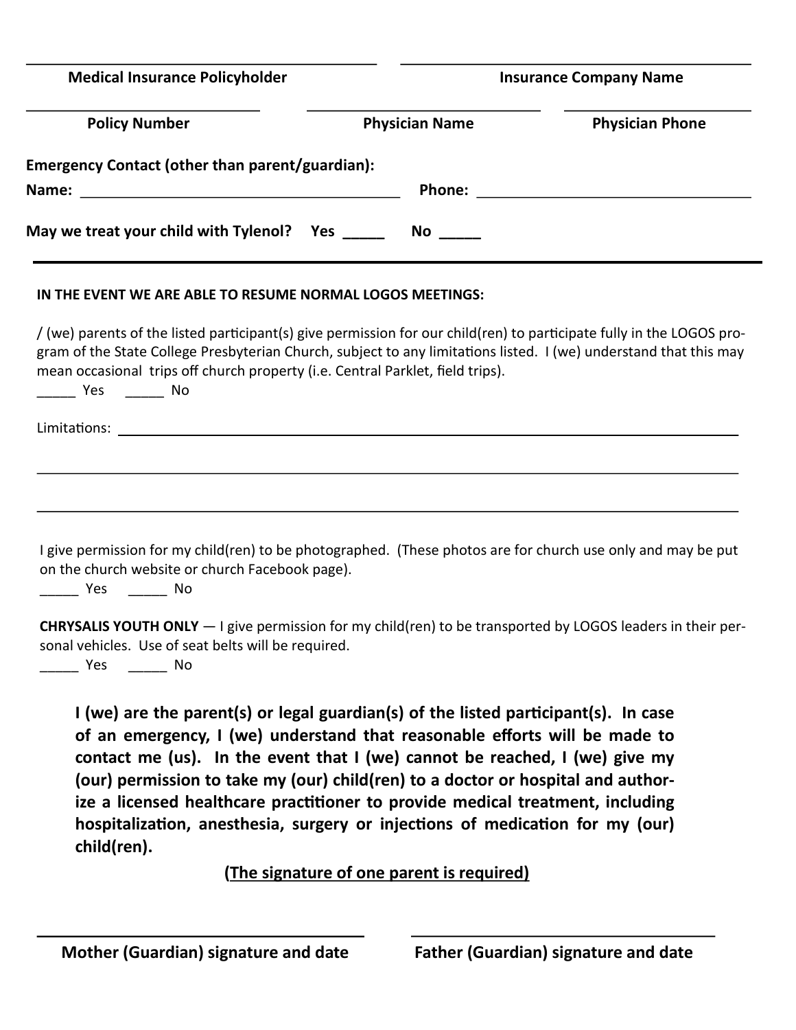\_\_\_\_\_\_\_\_\_\_\_\_\_\_\_\_\_\_\_\_\_\_\_\_\_\_\_\_\_\_ \_\_\_\_\_\_\_\_\_\_\_\_\_\_\_\_\_\_\_\_\_\_\_\_\_\_\_\_\_\_

**Medical Insurance Policyholder** **Insurance Company Name**

\_\_\_\_\_\_\_\_\_\_\_\_\_\_\_\_\_\_\_\_ \_\_\_\_\_\_\_\_\_\_\_\_\_\_\_\_\_\_\_\_ \_\_\_\_\_\_\_\_\_\_\_\_\_\_\_\_\_\_\_\_

**Policy Number** **Physician Name** **Physician Phone**

**Emergency Contact (other than parent/guardian):**

**Name:** \_\_\_\_\_\_\_\_\_\_\_\_\_\_\_\_\_\_\_\_\_\_\_\_\_\_\_\_\_\_ **Phone:** \_\_\_\_\_\_\_\_\_\_\_\_\_\_\_\_\_\_\_\_\_\_\_\_\_\_\_\_\_\_

**May we treat your child with Tylenol? Yes \_\_\_\_\_ No \_\_\_\_\_**

---

**IN THE EVENT WE ARE ABLE TO RESUME NORMAL LOGOS MEETINGS:**

/ (we) parents of the listed participant(s) give permission for our child(ren) to participate fully in the LOGOS program of the State College Presbyterian Church, subject to any limitations listed. I (we) understand that this may mean occasional trips off church property (i.e. Central Parklet, field trips).

\_\_\_\_\_ Yes \_\_\_\_\_ No

Limitations: \_\_\_\_\_\_\_\_\_\_\_\_\_\_\_\_\_\_\_\_\_\_\_\_\_\_\_\_\_\_\_\_\_\_\_\_\_\_\_\_\_\_\_\_\_\_\_\_\_\_\_\_\_\_\_\_\_\_\_\_

\_\_\_\_\_\_\_\_\_\_\_\_\_\_\_\_\_\_\_\_\_\_\_\_\_\_\_\_\_\_\_\_\_\_\_\_\_\_\_\_\_\_\_\_\_\_\_\_\_\_\_\_\_\_\_\_\_\_\_\_\_\_\_\_\_\_\_\_\_\_\_\_

\_\_\_\_\_\_\_\_\_\_\_\_\_\_\_\_\_\_\_\_\_\_\_\_\_\_\_\_\_\_\_\_\_\_\_\_\_\_\_\_\_\_\_\_\_\_\_\_\_\_\_\_\_\_\_\_\_\_\_\_\_\_\_\_\_\_\_\_\_\_\_\_

I give permission for my child(ren) to be photographed. (These photos are for church use only and may be put on the church website or church Facebook page).

\_\_\_\_\_ Yes \_\_\_\_\_ No

**CHRYSALIS YOUTH ONLY** — I give permission for my child(ren) to be transported by LOGOS leaders in their personal vehicles. Use of seat belts will be required.

\_\_\_\_\_ Yes \_\_\_\_\_ No

**I (we) are the parent(s) or legal guardian(s) of the listed participant(s). In case of an emergency, I (we) understand that reasonable efforts will be made to contact me (us). In the event that I (we) cannot be reached, I (we) give my (our) permission to take my (our) child(ren) to a doctor or hospital and authorize a licensed healthcare practitioner to provide medical treatment, including hospitalization, anesthesia, surgery or injections of medication for my (our) child(ren).**

**<u>(The signature of one parent is required)</u>**

\_\_\_\_\_\_\_\_\_\_\_\_\_\_\_\_\_\_\_\_\_\_\_\_\_\_\_\_\_\_ \_\_\_\_\_\_\_\_\_\_\_\_\_\_\_\_\_\_\_\_\_\_\_\_\_\_\_\_\_\_

**Mother (Guardian) signature and date** **Father (Guardian) signature and date**